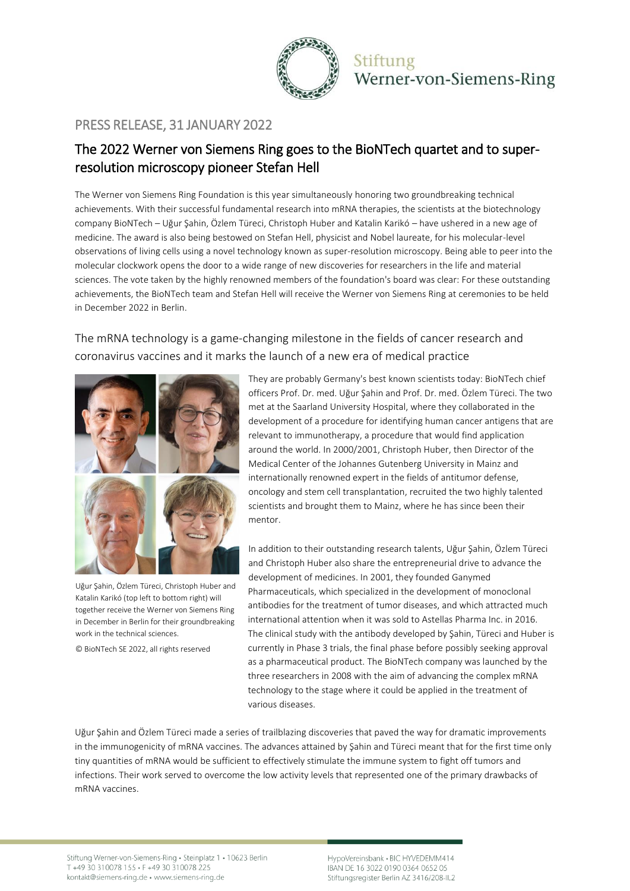PRESS RELEASE, 31 JANUARY 2022

# The 2022 Werner von Siemens Ring goes to the BioNTech quartet and to super-resolution microscopy pioneer Stefan Hell

The Werner von Siemens Ring Foundation is this year simultaneously honoring two groundbreaking technical achievements. With their successful fundamental research into mRNA therapies, the scientists at the biotechnology company BioNTech – Uğur Şahin, Özlem Türeci, Christoph Huber and Katalin Karikó – have ushered in a new age of medicine. The award is also being bestowed on Stefan Hell, physicist and Nobel laureate, for his molecular-level observations of living cells using a novel technology known as super-resolution microscopy. Being able to peer into the molecular clockwork opens the door to a wide range of new discoveries for researchers in the life and material sciences. The vote taken by the highly renowned members of the foundation's board was clear: For these outstanding achievements, the BioNTech team and Stefan Hell will receive the Werner von Siemens Ring at ceremonies to be held in December 2022 in Berlin.

## The mRNA technology is a game-changing milestone in the fields of cancer research and coronavirus vaccines and it marks the launch of a new era of medical practice

Uğur Şahin, Özlem Türeci, Christoph Huber and Katalin Karikó (top left to bottom right) will together receive the Werner von Siemens Ring in December in Berlin for their groundbreaking work in the technical sciences.

© BioNTech SE 2022, all rights reserved

They are probably Germany's best known scientists today: BioNTech chief officers Prof. Dr. med. Uğur Şahin and Prof. Dr. med. Özlem Türeci. The two met at the Saarland University Hospital, where they collaborated in the development of a procedure for identifying human cancer antigens that are relevant to immunotherapy, a procedure that would find application around the world. In 2000/2001, Christoph Huber, then Director of the Medical Center of the Johannes Gutenberg University in Mainz and internationally renowned expert in the fields of antitumor defense, oncology and stem cell transplantation, recruited the two highly talented scientists and brought them to Mainz, where he has since been their mentor.

In addition to their outstanding research talents, Uğur Şahin, Özlem Türeci and Christoph Huber also share the entrepreneurial drive to advance the development of medicines. In 2001, they founded Ganymed Pharmaceuticals, which specialized in the development of monoclonal antibodies for the treatment of tumor diseases, and which attracted much international attention when it was sold to Astellas Pharma Inc. in 2016. The clinical study with the antibody developed by Şahin, Türeci and Huber is currently in Phase 3 trials, the final phase before possibly seeking approval as a pharmaceutical product. The BioNTech company was launched by the three researchers in 2008 with the aim of advancing the complex mRNA technology to the stage where it could be applied in the treatment of various diseases.

Uğur Şahin and Özlem Türeci made a series of trailblazing discoveries that paved the way for dramatic improvements in the immunogenicity of mRNA vaccines. The advances attained by Şahin and Türeci meant that for the first time only tiny quantities of mRNA would be sufficient to effectively stimulate the immune system to fight off tumors and infections. Their work served to overcome the low activity levels that represented one of the primary drawbacks of mRNA vaccines.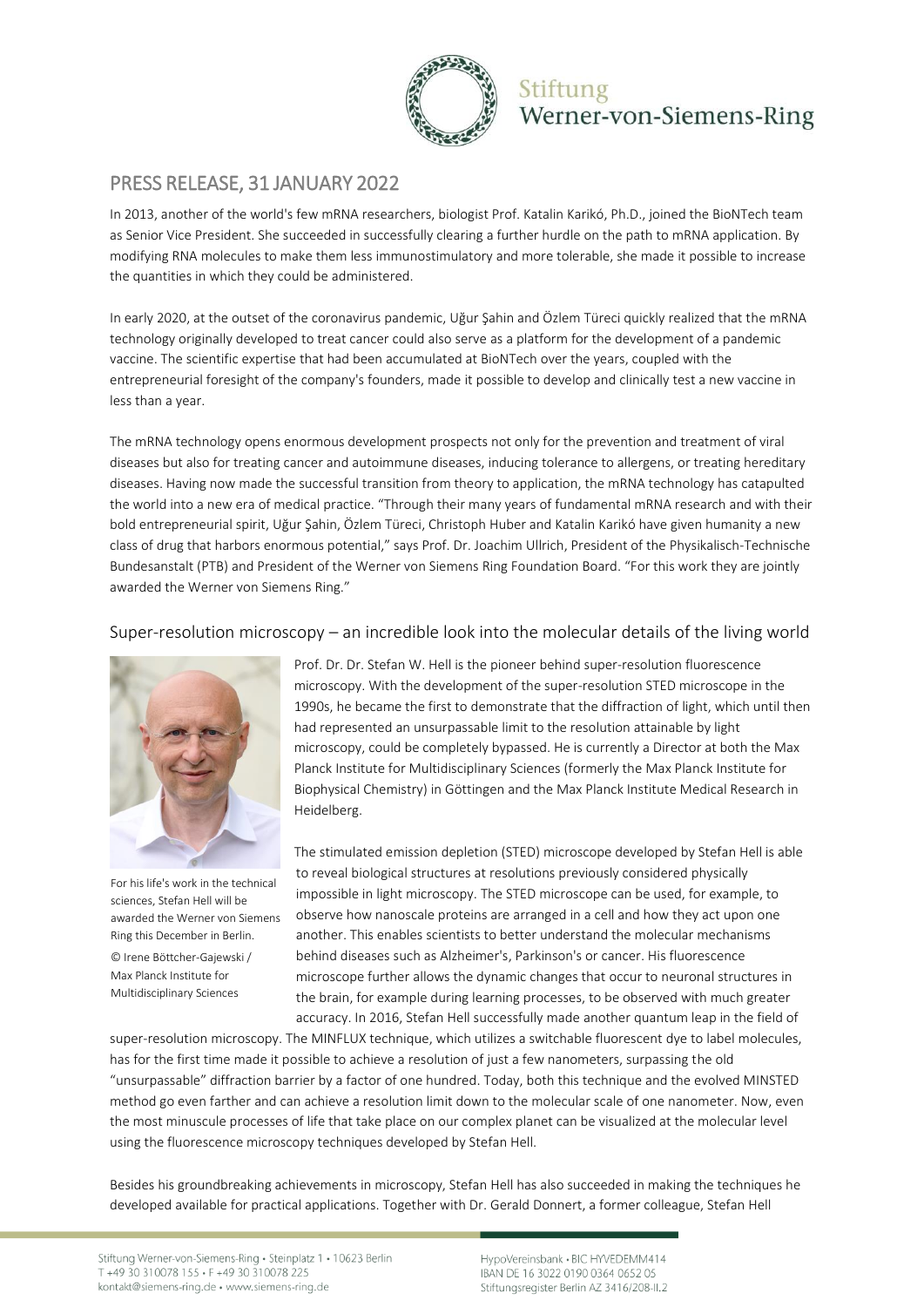## PRESS RELEASE, 31 JANUARY 2022

In 2013, another of the world's few mRNA researchers, biologist Prof. Katalin Karikó, Ph.D., joined the BioNTech team as Senior Vice President. She succeeded in successfully clearing a further hurdle on the path to mRNA application. By modifying RNA molecules to make them less immunostimulatory and more tolerable, she made it possible to increase the quantities in which they could be administered.

In early 2020, at the outset of the coronavirus pandemic, Uğur Şahin and Özlem Türeci quickly realized that the mRNA technology originally developed to treat cancer could also serve as a platform for the development of a pandemic vaccine. The scientific expertise that had been accumulated at BioNTech over the years, coupled with the entrepreneurial foresight of the company's founders, made it possible to develop and clinically test a new vaccine in less than a year.

The mRNA technology opens enormous development prospects not only for the prevention and treatment of viral diseases but also for treating cancer and autoimmune diseases, inducing tolerance to allergens, or treating hereditary diseases. Having now made the successful transition from theory to application, the mRNA technology has catapulted the world into a new era of medical practice. "Through their many years of fundamental mRNA research and with their bold entrepreneurial spirit, Uğur Şahin, Özlem Türeci, Christoph Huber and Katalin Karikó have given humanity a new class of drug that harbors enormous potential," says Prof. Dr. Joachim Ullrich, President of the Physikalisch-Technische Bundesanstalt (PTB) and President of the Werner von Siemens Ring Foundation Board. "For this work they are jointly awarded the Werner von Siemens Ring."

### Super-resolution microscopy – an incredible look into the molecular details of the living world

For his life's work in the technical sciences, Stefan Hell will be awarded the Werner von Siemens Ring this December in Berlin.
© Irene Böttcher-Gajewski / Max Planck Institute for Multidisciplinary Sciences

Prof. Dr. Dr. Stefan W. Hell is the pioneer behind super-resolution fluorescence microscopy. With the development of the super-resolution STED microscope in the 1990s, he became the first to demonstrate that the diffraction of light, which until then had represented an unsurpassable limit to the resolution attainable by light microscopy, could be completely bypassed. He is currently a Director at both the Max Planck Institute for Multidisciplinary Sciences (formerly the Max Planck Institute for Biophysical Chemistry) in Göttingen and the Max Planck Institute Medical Research in Heidelberg.

The stimulated emission depletion (STED) microscope developed by Stefan Hell is able to reveal biological structures at resolutions previously considered physically impossible in light microscopy. The STED microscope can be used, for example, to observe how nanoscale proteins are arranged in a cell and how they act upon one another. This enables scientists to better understand the molecular mechanisms behind diseases such as Alzheimer's, Parkinson's or cancer. His fluorescence microscope further allows the dynamic changes that occur to neuronal structures in the brain, for example during learning processes, to be observed with much greater accuracy. In 2016, Stefan Hell successfully made another quantum leap in the field of super-resolution microscopy. The MINFLUX technique, which utilizes a switchable fluorescent dye to label molecules, has for the first time made it possible to achieve a resolution of just a few nanometers, surpassing the old "unsurpassable" diffraction barrier by a factor of one hundred. Today, both this technique and the evolved MINSTED method go even farther and can achieve a resolution limit down to the molecular scale of one nanometer. Now, even the most minuscule processes of life that take place on our complex planet can be visualized at the molecular level using the fluorescence microscopy techniques developed by Stefan Hell.

Besides his groundbreaking achievements in microscopy, Stefan Hell has also succeeded in making the techniques he developed available for practical applications. Together with Dr. Gerald Donnert, a former colleague, Stefan Hell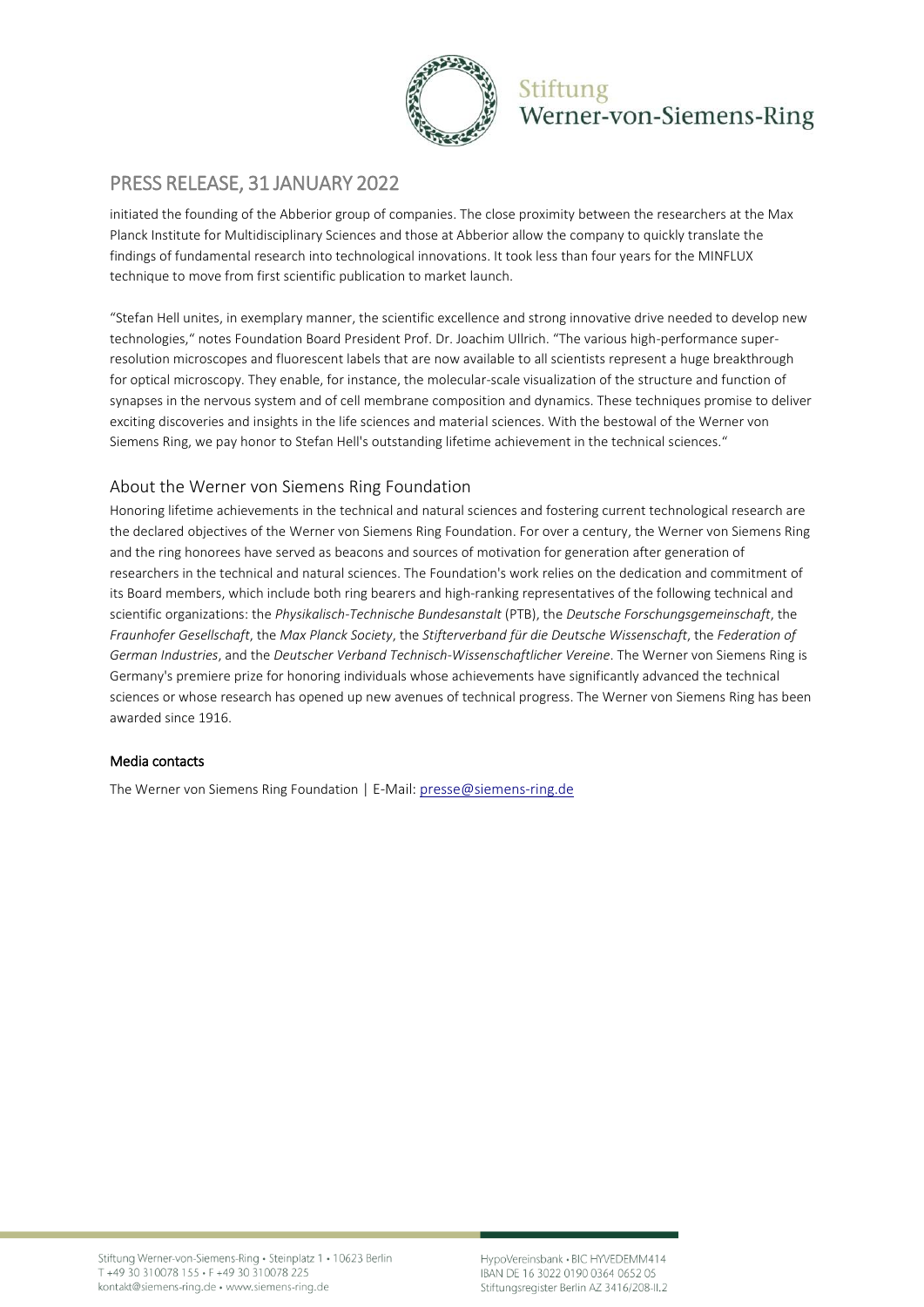initiated the founding of the Abberior group of companies. The close proximity between the researchers at the Max Planck Institute for Multidisciplinary Sciences and those at Abberior allow the company to quickly translate the findings of fundamental research into technological innovations. It took less than four years for the MINFLUX technique to move from first scientific publication to market launch.

"Stefan Hell unites, in exemplary manner, the scientific excellence and strong innovative drive needed to develop new technologies," notes Foundation Board President Prof. Dr. Joachim Ullrich. "The various high-performance super-resolution microscopes and fluorescent labels that are now available to all scientists represent a huge breakthrough for optical microscopy. They enable, for instance, the molecular-scale visualization of the structure and function of synapses in the nervous system and of cell membrane composition and dynamics. These techniques promise to deliver exciting discoveries and insights in the life sciences and material sciences. With the bestowal of the Werner von Siemens Ring, we pay honor to Stefan Hell's outstanding lifetime achievement in the technical sciences."

## About the Werner von Siemens Ring Foundation

Honoring lifetime achievements in the technical and natural sciences and fostering current technological research are the declared objectives of the Werner von Siemens Ring Foundation. For over a century, the Werner von Siemens Ring and the ring honorees have served as beacons and sources of motivation for generation after generation of researchers in the technical and natural sciences. The Foundation's work relies on the dedication and commitment of its Board members, which include both ring bearers and high-ranking representatives of the following technical and scientific organizations: the *Physikalisch-Technische Bundesanstalt* (PTB), the *Deutsche Forschungsgemeinschaft*, the *Fraunhofer Gesellschaft*, the *Max Planck Society*, the *Stifterverband für die Deutsche Wissenschaft*, the *Federation of German Industries*, and the *Deutscher Verband Technisch-Wissenschaftlicher Vereine*. The Werner von Siemens Ring is Germany's premiere prize for honoring individuals whose achievements have significantly advanced the technical sciences or whose research has opened up new avenues of technical progress. The Werner von Siemens Ring has been awarded since 1916.

**Media contacts**

The Werner von Siemens Ring Foundation | E-Mail: presse@siemens-ring.de